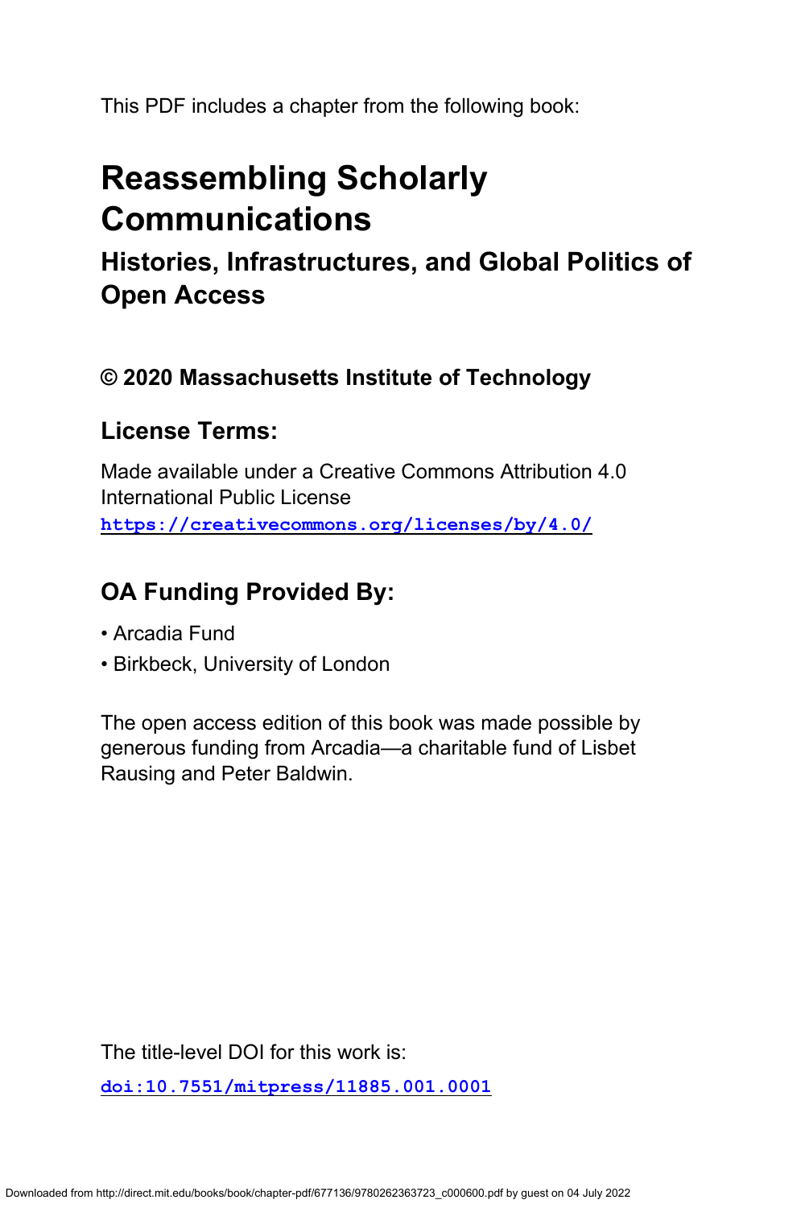This PDF includes a chapter from the following book:

# Reassembling Scholarly Communications

## Histories, Infrastructures, and Global Politics of Open Access

### © 2020 Massachusetts Institute of Technology

### License Terms:

Made available under a Creative Commons Attribution 4.0 International Public License
https://creativecommons.org/licenses/by/4.0/

### OA Funding Provided By:

- Arcadia Fund
- Birkbeck, University of London

The open access edition of this book was made possible by generous funding from Arcadia—a charitable fund of Lisbet Rausing and Peter Baldwin.

The title-level DOI for this work is:

doi:10.7551/mitpress/11885.001.0001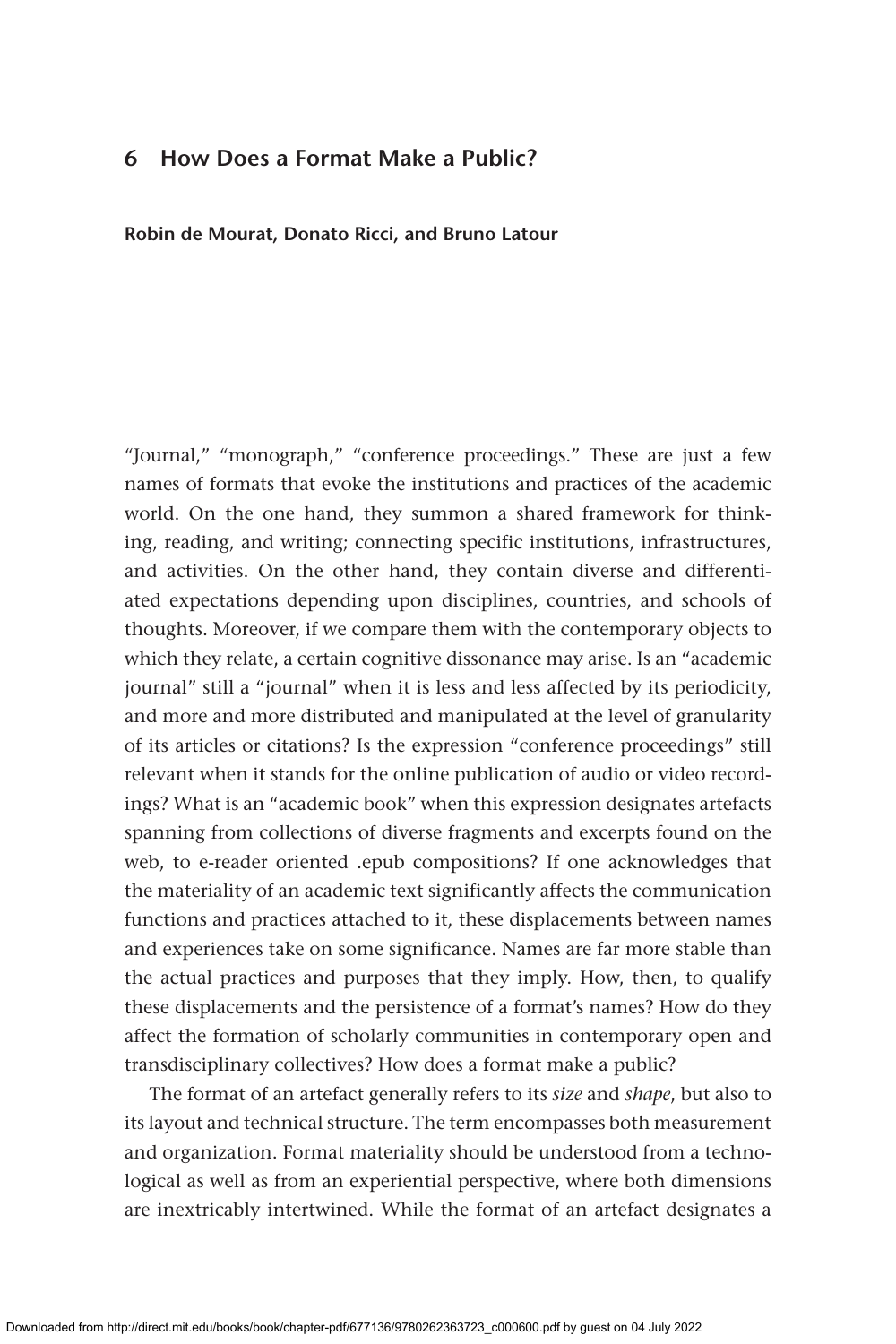## 6 How Does a Format Make a Public?

**Robin de Mourat, Donato Ricci, and Bruno Latour**

"Journal," "monograph," "conference proceedings." These are just a few names of formats that evoke the institutions and practices of the academic world. On the one hand, they summon a shared framework for thinking, reading, and writing; connecting specific institutions, infrastructures, and activities. On the other hand, they contain diverse and differentiated expectations depending upon disciplines, countries, and schools of thoughts. Moreover, if we compare them with the contemporary objects to which they relate, a certain cognitive dissonance may arise. Is an "academic journal" still a "journal" when it is less and less affected by its periodicity, and more and more distributed and manipulated at the level of granularity of its articles or citations? Is the expression "conference proceedings" still relevant when it stands for the online publication of audio or video recordings? What is an "academic book" when this expression designates artefacts spanning from collections of diverse fragments and excerpts found on the web, to e-reader oriented .epub compositions? If one acknowledges that the materiality of an academic text significantly affects the communication functions and practices attached to it, these displacements between names and experiences take on some significance. Names are far more stable than the actual practices and purposes that they imply. How, then, to qualify these displacements and the persistence of a format's names? How do they affect the formation of scholarly communities in contemporary open and transdisciplinary collectives? How does a format make a public?

The format of an artefact generally refers to its *size* and *shape*, but also to its layout and technical structure. The term encompasses both measurement and organization. Format materiality should be understood from a technological as well as from an experiential perspective, where both dimensions are inextricably intertwined. While the format of an artefact designates a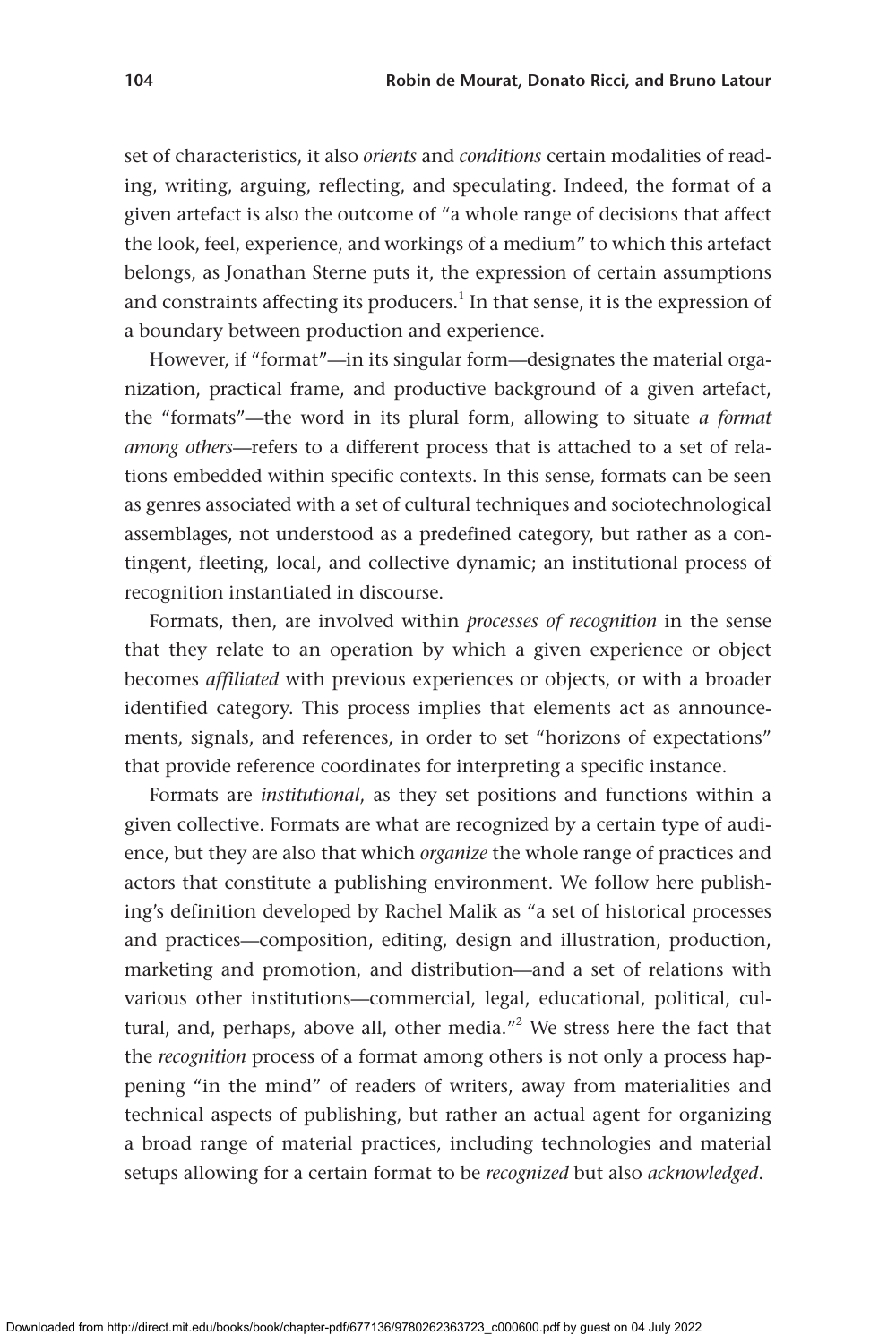set of characteristics, it also *orients* and *conditions* certain modalities of reading, writing, arguing, reflecting, and speculating. Indeed, the format of a given artefact is also the outcome of "a whole range of decisions that affect the look, feel, experience, and workings of a medium" to which this artefact belongs, as Jonathan Sterne puts it, the expression of certain assumptions and constraints affecting its producers.[1] In that sense, it is the expression of a boundary between production and experience.

However, if "format"—in its singular form—designates the material organization, practical frame, and productive background of a given artefact, the "formats"—the word in its plural form, allowing to situate *a format among others*—refers to a different process that is attached to a set of relations embedded within specific contexts. In this sense, formats can be seen as genres associated with a set of cultural techniques and sociotechnological assemblages, not understood as a predefined category, but rather as a contingent, fleeting, local, and collective dynamic; an institutional process of recognition instantiated in discourse.

Formats, then, are involved within *processes of recognition* in the sense that they relate to an operation by which a given experience or object becomes *affiliated* with previous experiences or objects, or with a broader identified category. This process implies that elements act as announcements, signals, and references, in order to set "horizons of expectations" that provide reference coordinates for interpreting a specific instance.

Formats are *institutional*, as they set positions and functions within a given collective. Formats are what are recognized by a certain type of audience, but they are also that which *organize* the whole range of practices and actors that constitute a publishing environment. We follow here publishing's definition developed by Rachel Malik as "a set of historical processes and practices—composition, editing, design and illustration, production, marketing and promotion, and distribution—and a set of relations with various other institutions—commercial, legal, educational, political, cultural, and, perhaps, above all, other media."[2] We stress here the fact that the *recognition* process of a format among others is not only a process happening "in the mind" of readers of writers, away from materialities and technical aspects of publishing, but rather an actual agent for organizing a broad range of material practices, including technologies and material setups allowing for a certain format to be *recognized* but also *acknowledged*.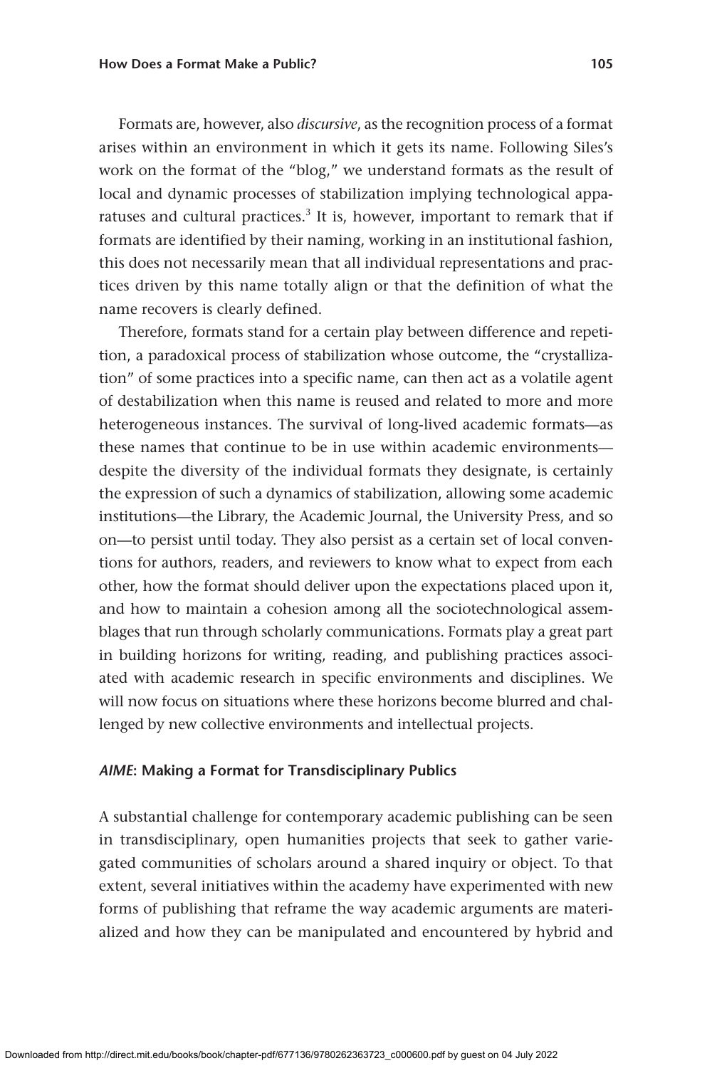Formats are, however, also *discursive*, as the recognition process of a format arises within an environment in which it gets its name. Following Siles's work on the format of the "blog," we understand formats as the result of local and dynamic processes of stabilization implying technological apparatuses and cultural practices.[3] It is, however, important to remark that if formats are identified by their naming, working in an institutional fashion, this does not necessarily mean that all individual representations and practices driven by this name totally align or that the definition of what the name recovers is clearly defined.

Therefore, formats stand for a certain play between difference and repetition, a paradoxical process of stabilization whose outcome, the "crystallization" of some practices into a specific name, can then act as a volatile agent of destabilization when this name is reused and related to more and more heterogeneous instances. The survival of long-lived academic formats—as these names that continue to be in use within academic environments—despite the diversity of the individual formats they designate, is certainly the expression of such a dynamics of stabilization, allowing some academic institutions—the Library, the Academic Journal, the University Press, and so on—to persist until today. They also persist as a certain set of local conventions for authors, readers, and reviewers to know what to expect from each other, how the format should deliver upon the expectations placed upon it, and how to maintain a cohesion among all the sociotechnological assemblages that run through scholarly communications. Formats play a great part in building horizons for writing, reading, and publishing practices associated with academic research in specific environments and disciplines. We will now focus on situations where these horizons become blurred and challenged by new collective environments and intellectual projects.

### ***AIME*: Making a Format for Transdisciplinary Publics**

A substantial challenge for contemporary academic publishing can be seen in transdisciplinary, open humanities projects that seek to gather variegated communities of scholars around a shared inquiry or object. To that extent, several initiatives within the academy have experimented with new forms of publishing that reframe the way academic arguments are materialized and how they can be manipulated and encountered by hybrid and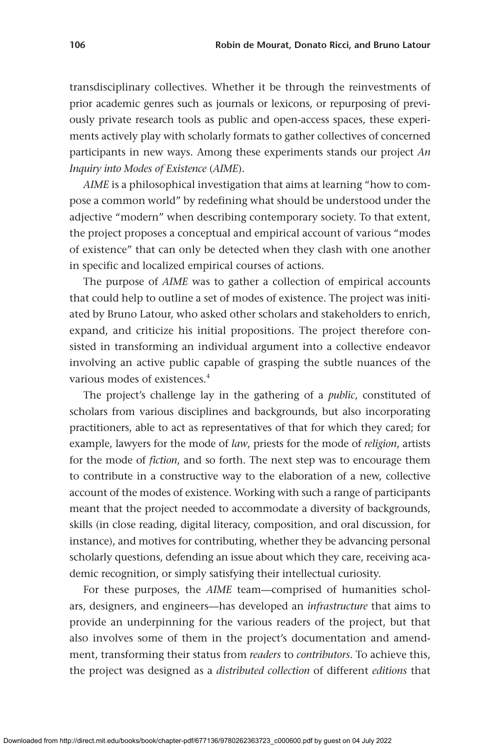transdisciplinary collectives. Whether it be through the reinvestments of prior academic genres such as journals or lexicons, or repurposing of previously private research tools as public and open-access spaces, these experiments actively play with scholarly formats to gather collectives of concerned participants in new ways. Among these experiments stands our project *An Inquiry into Modes of Existence* (*AIME*).

*AIME* is a philosophical investigation that aims at learning "how to compose a common world" by redefining what should be understood under the adjective "modern" when describing contemporary society. To that extent, the project proposes a conceptual and empirical account of various "modes of existence" that can only be detected when they clash with one another in specific and localized empirical courses of actions.

The purpose of *AIME* was to gather a collection of empirical accounts that could help to outline a set of modes of existence. The project was initiated by Bruno Latour, who asked other scholars and stakeholders to enrich, expand, and criticize his initial propositions. The project therefore consisted in transforming an individual argument into a collective endeavor involving an active public capable of grasping the subtle nuances of the various modes of existences.[4]

The project's challenge lay in the gathering of a *public*, constituted of scholars from various disciplines and backgrounds, but also incorporating practitioners, able to act as representatives of that for which they cared; for example, lawyers for the mode of *law*, priests for the mode of *religion*, artists for the mode of *fiction*, and so forth. The next step was to encourage them to contribute in a constructive way to the elaboration of a new, collective account of the modes of existence. Working with such a range of participants meant that the project needed to accommodate a diversity of backgrounds, skills (in close reading, digital literacy, composition, and oral discussion, for instance), and motives for contributing, whether they be advancing personal scholarly questions, defending an issue about which they care, receiving academic recognition, or simply satisfying their intellectual curiosity.

For these purposes, the *AIME* team—comprised of humanities scholars, designers, and engineers—has developed an *infrastructure* that aims to provide an underpinning for the various readers of the project, but that also involves some of them in the project's documentation and amendment, transforming their status from *readers* to *contributors*. To achieve this, the project was designed as a *distributed collection* of different *editions* that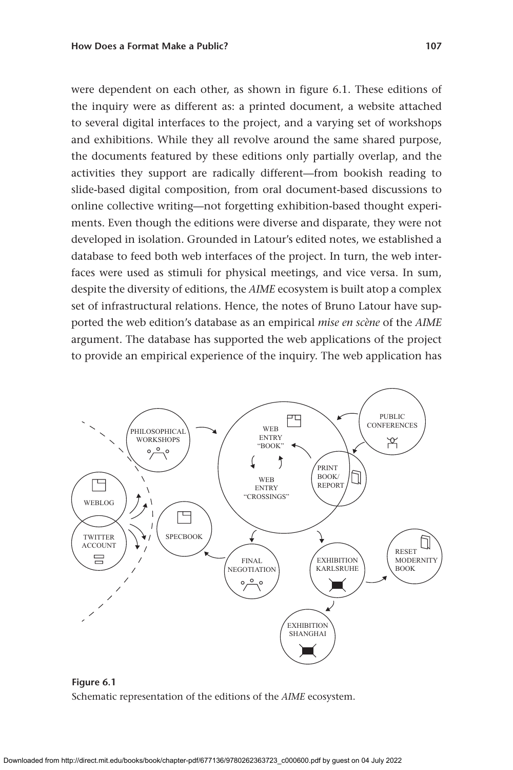were dependent on each other, as shown in figure 6.1. These editions of the inquiry were as different as: a printed document, a website attached to several digital interfaces to the project, and a varying set of workshops and exhibitions. While they all revolve around the same shared purpose, the documents featured by these editions only partially overlap, and the activities they support are radically different—from bookish reading to slide-based digital composition, from oral document-based discussions to online collective writing—not forgetting exhibition-based thought experiments. Even though the editions were diverse and disparate, they were not developed in isolation. Grounded in Latour's edited notes, we established a database to feed both web interfaces of the project. In turn, the web interfaces were used as stimuli for physical meetings, and vice versa. In sum, despite the diversity of editions, the *AIME* ecosystem is built atop a complex set of infrastructural relations. Hence, the notes of Bruno Latour have supported the web edition's database as an empirical *mise en scène* of the *AIME* argument. The database has supported the web applications of the project to provide an empirical experience of the inquiry. The web application has

**Figure 6.1**
Schematic representation of the editions of the *AIME* ecosystem.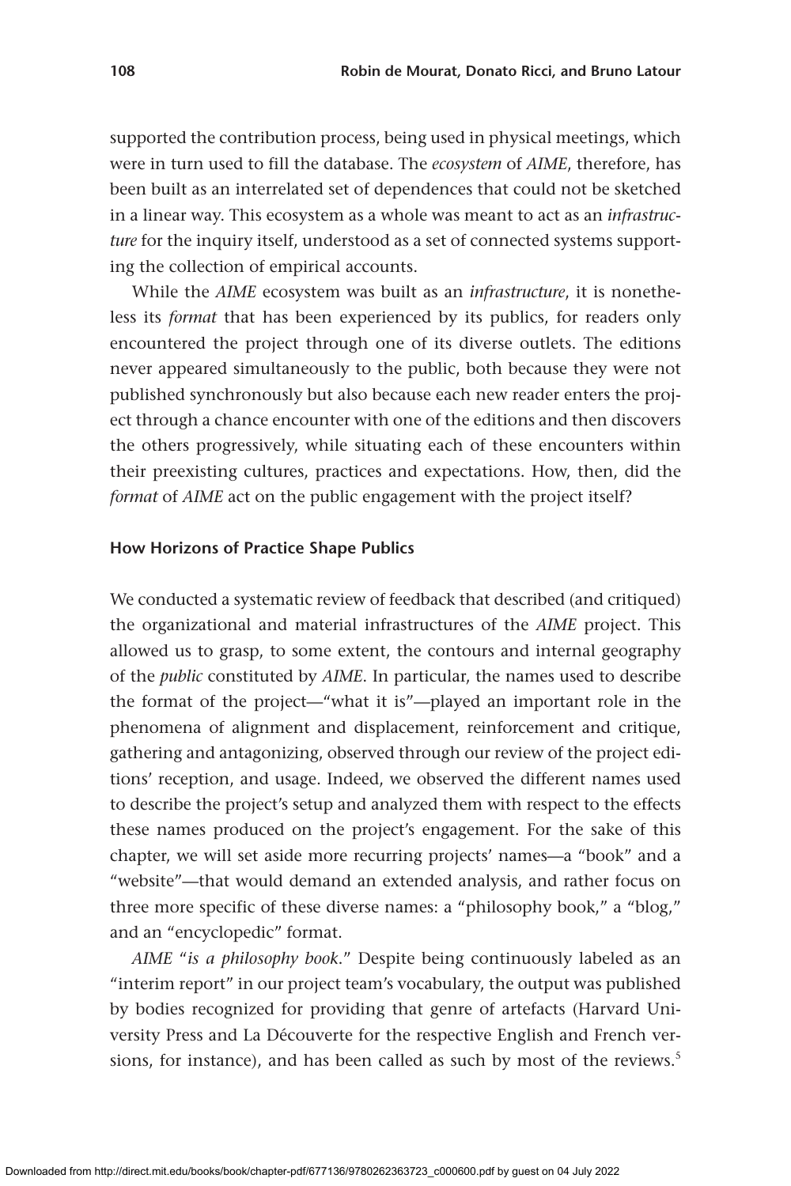supported the contribution process, being used in physical meetings, which were in turn used to fill the database. The *ecosystem* of *AIME*, therefore, has been built as an interrelated set of dependences that could not be sketched in a linear way. This ecosystem as a whole was meant to act as an *infrastructure* for the inquiry itself, understood as a set of connected systems supporting the collection of empirical accounts.

While the *AIME* ecosystem was built as an *infrastructure*, it is nonetheless its *format* that has been experienced by its publics, for readers only encountered the project through one of its diverse outlets. The editions never appeared simultaneously to the public, both because they were not published synchronously but also because each new reader enters the project through a chance encounter with one of the editions and then discovers the others progressively, while situating each of these encounters within their preexisting cultures, practices and expectations. How, then, did the *format* of *AIME* act on the public engagement with the project itself?

### How Horizons of Practice Shape Publics

We conducted a systematic review of feedback that described (and critiqued) the organizational and material infrastructures of the *AIME* project. This allowed us to grasp, to some extent, the contours and internal geography of the *public* constituted by *AIME*. In particular, the names used to describe the format of the project—"what it is"—played an important role in the phenomena of alignment and displacement, reinforcement and critique, gathering and antagonizing, observed through our review of the project editions' reception, and usage. Indeed, we observed the different names used to describe the project's setup and analyzed them with respect to the effects these names produced on the project's engagement. For the sake of this chapter, we will set aside more recurring projects' names—a "book" and a "website"—that would demand an extended analysis, and rather focus on three more specific of these diverse names: a "philosophy book," a "blog," and an "encyclopedic" format.

*AIME* "*is a philosophy book*." Despite being continuously labeled as an "interim report" in our project team's vocabulary, the output was published by bodies recognized for providing that genre of artefacts (Harvard University Press and La Découverte for the respective English and French versions, for instance), and has been called as such by most of the reviews.[5]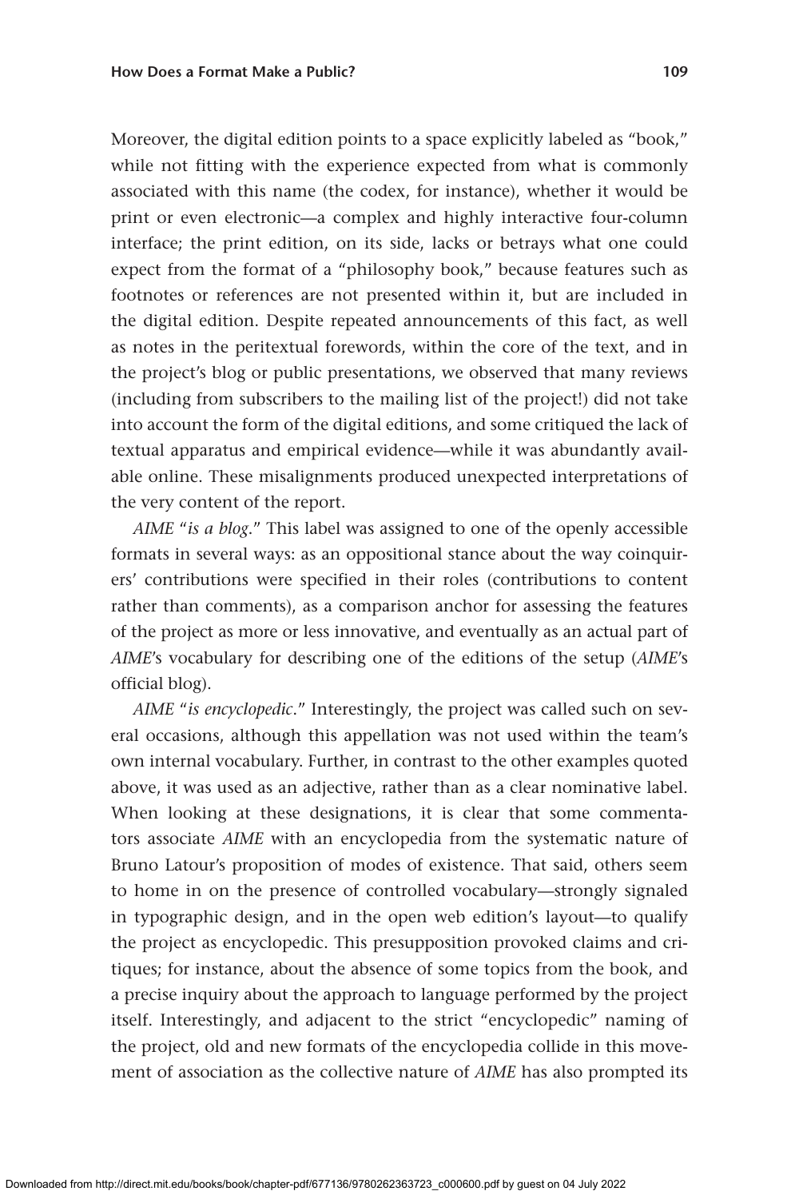Moreover, the digital edition points to a space explicitly labeled as "book," while not fitting with the experience expected from what is commonly associated with this name (the codex, for instance), whether it would be print or even electronic—a complex and highly interactive four-column interface; the print edition, on its side, lacks or betrays what one could expect from the format of a "philosophy book," because features such as footnotes or references are not presented within it, but are included in the digital edition. Despite repeated announcements of this fact, as well as notes in the peritextual forewords, within the core of the text, and in the project's blog or public presentations, we observed that many reviews (including from subscribers to the mailing list of the project!) did not take into account the form of the digital editions, and some critiqued the lack of textual apparatus and empirical evidence—while it was abundantly available online. These misalignments produced unexpected interpretations of the very content of the report.

*AIME* "*is a blog*." This label was assigned to one of the openly accessible formats in several ways: as an oppositional stance about the way coinquirers' contributions were specified in their roles (contributions to content rather than comments), as a comparison anchor for assessing the features of the project as more or less innovative, and eventually as an actual part of *AIME*'s vocabulary for describing one of the editions of the setup (*AIME*'s official blog).

*AIME* "*is encyclopedic*." Interestingly, the project was called such on several occasions, although this appellation was not used within the team's own internal vocabulary. Further, in contrast to the other examples quoted above, it was used as an adjective, rather than as a clear nominative label. When looking at these designations, it is clear that some commentators associate *AIME* with an encyclopedia from the systematic nature of Bruno Latour's proposition of modes of existence. That said, others seem to home in on the presence of controlled vocabulary—strongly signaled in typographic design, and in the open web edition's layout—to qualify the project as encyclopedic. This presupposition provoked claims and critiques; for instance, about the absence of some topics from the book, and a precise inquiry about the approach to language performed by the project itself. Interestingly, and adjacent to the strict "encyclopedic" naming of the project, old and new formats of the encyclopedia collide in this movement of association as the collective nature of *AIME* has also prompted its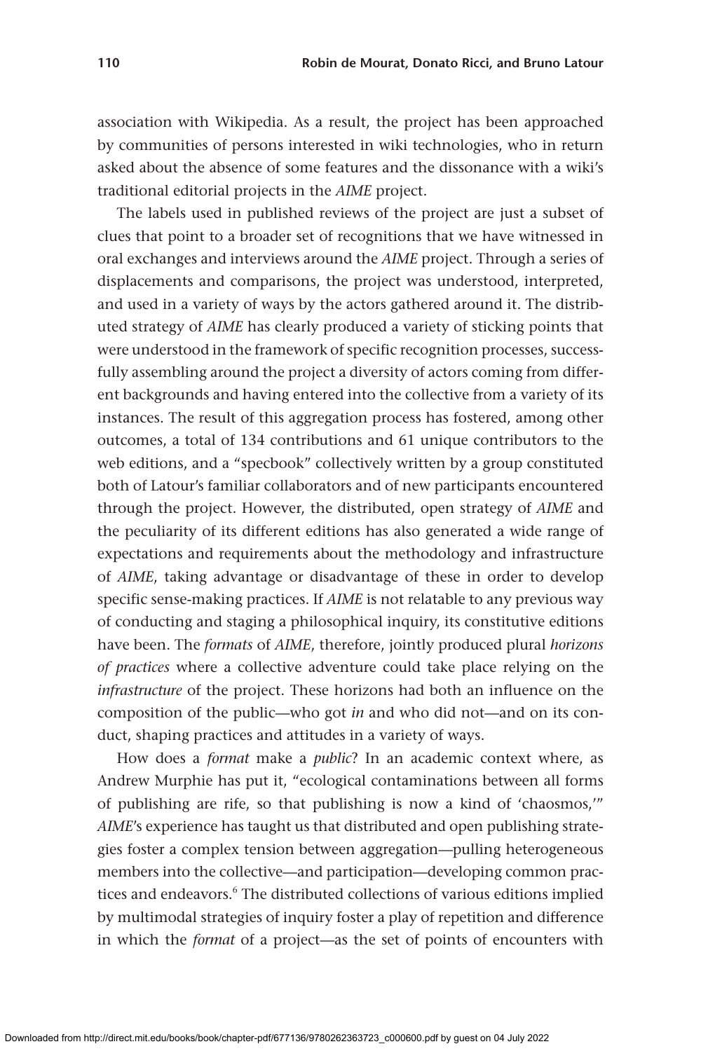association with Wikipedia. As a result, the project has been approached by communities of persons interested in wiki technologies, who in return asked about the absence of some features and the dissonance with a wiki's traditional editorial projects in the *AIME* project.

The labels used in published reviews of the project are just a subset of clues that point to a broader set of recognitions that we have witnessed in oral exchanges and interviews around the *AIME* project. Through a series of displacements and comparisons, the project was understood, interpreted, and used in a variety of ways by the actors gathered around it. The distributed strategy of *AIME* has clearly produced a variety of sticking points that were understood in the framework of specific recognition processes, successfully assembling around the project a diversity of actors coming from different backgrounds and having entered into the collective from a variety of its instances. The result of this aggregation process has fostered, among other outcomes, a total of 134 contributions and 61 unique contributors to the web editions, and a "specbook" collectively written by a group constituted both of Latour's familiar collaborators and of new participants encountered through the project. However, the distributed, open strategy of *AIME* and the peculiarity of its different editions has also generated a wide range of expectations and requirements about the methodology and infrastructure of *AIME*, taking advantage or disadvantage of these in order to develop specific sense-making practices. If *AIME* is not relatable to any previous way of conducting and staging a philosophical inquiry, its constitutive editions have been. The *formats* of *AIME*, therefore, jointly produced plural *horizons of practices* where a collective adventure could take place relying on the *infrastructure* of the project. These horizons had both an influence on the composition of the public—who got *in* and who did not—and on its conduct, shaping practices and attitudes in a variety of ways.

How does a *format* make a *public*? In an academic context where, as Andrew Murphie has put it, "ecological contaminations between all forms of publishing are rife, so that publishing is now a kind of 'chaosmos,'" *AIME*'s experience has taught us that distributed and open publishing strategies foster a complex tension between aggregation—pulling heterogeneous members into the collective—and participation—developing common practices and endeavors.[6] The distributed collections of various editions implied by multimodal strategies of inquiry foster a play of repetition and difference in which the *format* of a project—as the set of points of encounters with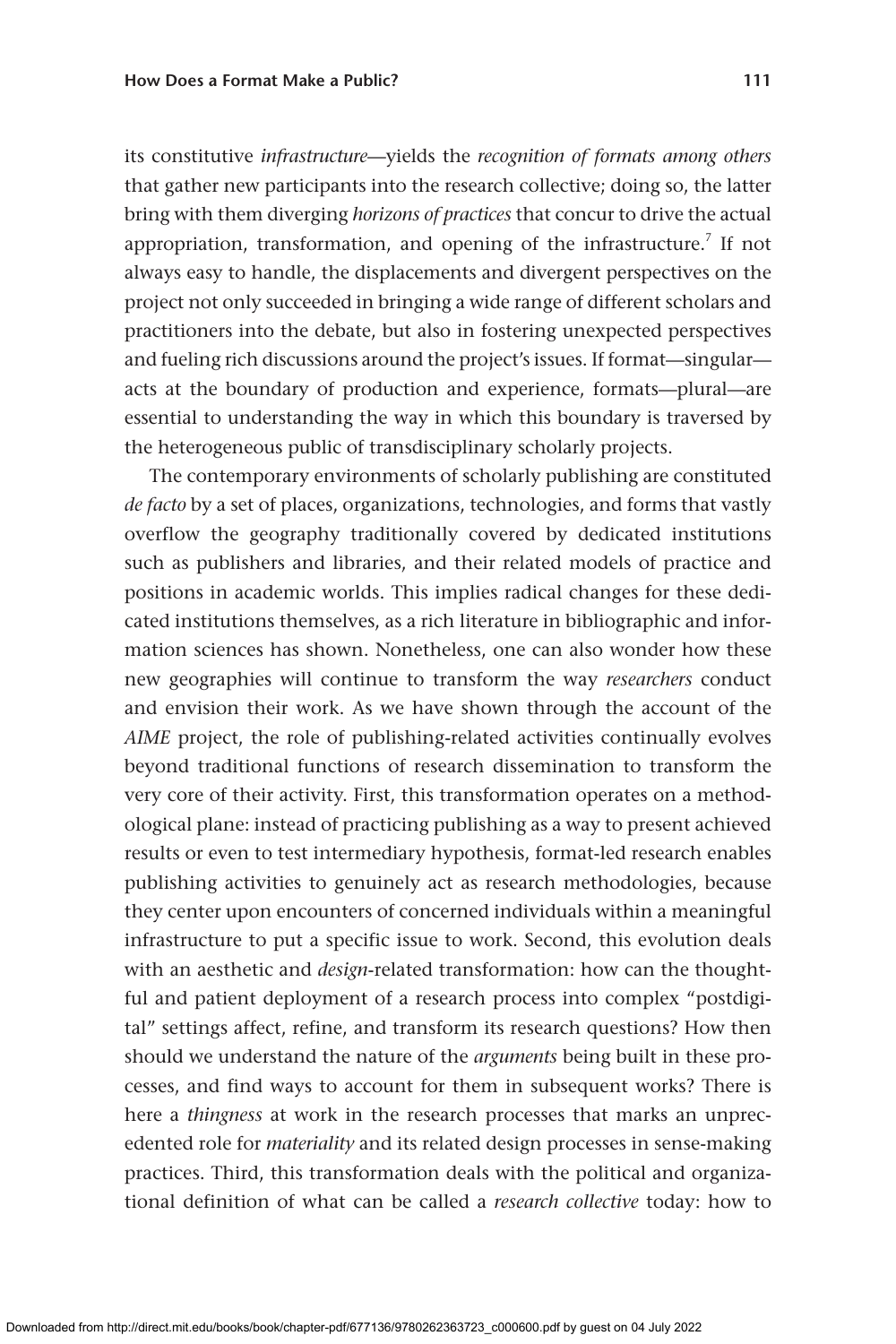its constitutive *infrastructure*—yields the *recognition of formats among others* that gather new participants into the research collective; doing so, the latter bring with them diverging *horizons of practices* that concur to drive the actual appropriation, transformation, and opening of the infrastructure.[7] If not always easy to handle, the displacements and divergent perspectives on the project not only succeeded in bringing a wide range of different scholars and practitioners into the debate, but also in fostering unexpected perspectives and fueling rich discussions around the project's issues. If format—singular—acts at the boundary of production and experience, formats—plural—are essential to understanding the way in which this boundary is traversed by the heterogeneous public of transdisciplinary scholarly projects.

The contemporary environments of scholarly publishing are constituted *de facto* by a set of places, organizations, technologies, and forms that vastly overflow the geography traditionally covered by dedicated institutions such as publishers and libraries, and their related models of practice and positions in academic worlds. This implies radical changes for these dedicated institutions themselves, as a rich literature in bibliographic and information sciences has shown. Nonetheless, one can also wonder how these new geographies will continue to transform the way *researchers* conduct and envision their work. As we have shown through the account of the *AIME* project, the role of publishing-related activities continually evolves beyond traditional functions of research dissemination to transform the very core of their activity. First, this transformation operates on a methodological plane: instead of practicing publishing as a way to present achieved results or even to test intermediary hypothesis, format-led research enables publishing activities to genuinely act as research methodologies, because they center upon encounters of concerned individuals within a meaningful infrastructure to put a specific issue to work. Second, this evolution deals with an aesthetic and *design*-related transformation: how can the thoughtful and patient deployment of a research process into complex "postdigital" settings affect, refine, and transform its research questions? How then should we understand the nature of the *arguments* being built in these processes, and find ways to account for them in subsequent works? There is here a *thingness* at work in the research processes that marks an unprecedented role for *materiality* and its related design processes in sense-making practices. Third, this transformation deals with the political and organizational definition of what can be called a *research collective* today: how to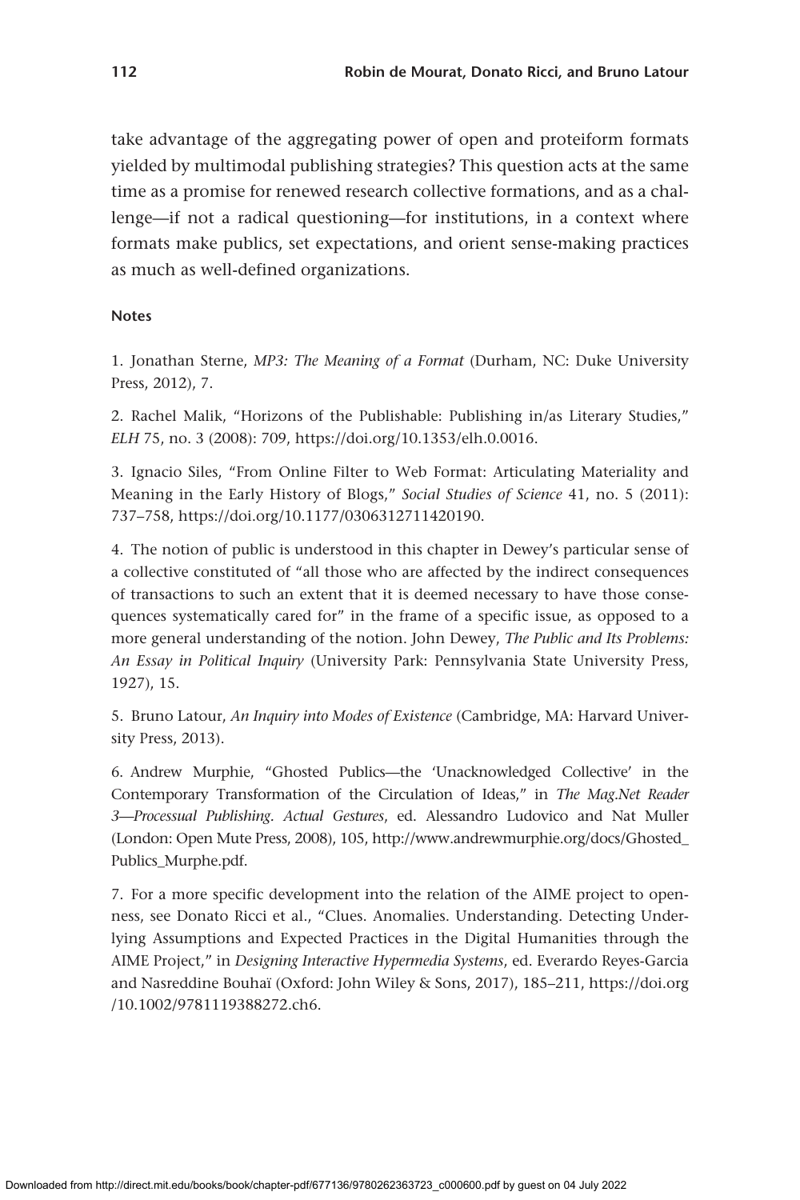take advantage of the aggregating power of open and proteiform formats yielded by multimodal publishing strategies? This question acts at the same time as a promise for renewed research collective formations, and as a challenge—if not a radical questioning—for institutions, in a context where formats make publics, set expectations, and orient sense-making practices as much as well-defined organizations.

**Notes**

1. Jonathan Sterne, *MP3: The Meaning of a Format* (Durham, NC: Duke University Press, 2012), 7.

2. Rachel Malik, "Horizons of the Publishable: Publishing in/as Literary Studies," *ELH* 75, no. 3 (2008): 709, https://doi.org/10.1353/elh.0.0016.

3. Ignacio Siles, "From Online Filter to Web Format: Articulating Materiality and Meaning in the Early History of Blogs," *Social Studies of Science* 41, no. 5 (2011): 737–758, https://doi.org/10.1177/0306312711420190.

4. The notion of public is understood in this chapter in Dewey's particular sense of a collective constituted of "all those who are affected by the indirect consequences of transactions to such an extent that it is deemed necessary to have those consequences systematically cared for" in the frame of a specific issue, as opposed to a more general understanding of the notion. John Dewey, *The Public and Its Problems: An Essay in Political Inquiry* (University Park: Pennsylvania State University Press, 1927), 15.

5. Bruno Latour, *An Inquiry into Modes of Existence* (Cambridge, MA: Harvard University Press, 2013).

6. Andrew Murphie, "Ghosted Publics—the 'Unacknowledged Collective' in the Contemporary Transformation of the Circulation of Ideas," in *The Mag.Net Reader 3—Processual Publishing. Actual Gestures*, ed. Alessandro Ludovico and Nat Muller (London: Open Mute Press, 2008), 105, http://www.andrewmurphie.org/docs/Ghosted_Publics_Murphe.pdf.

7. For a more specific development into the relation of the AIME project to openness, see Donato Ricci et al., "Clues. Anomalies. Understanding. Detecting Underlying Assumptions and Expected Practices in the Digital Humanities through the AIME Project," in *Designing Interactive Hypermedia Systems*, ed. Everardo Reyes-Garcia and Nasreddine Bouhaï (Oxford: John Wiley & Sons, 2017), 185–211, https://doi.org/10.1002/9781119388272.ch6.